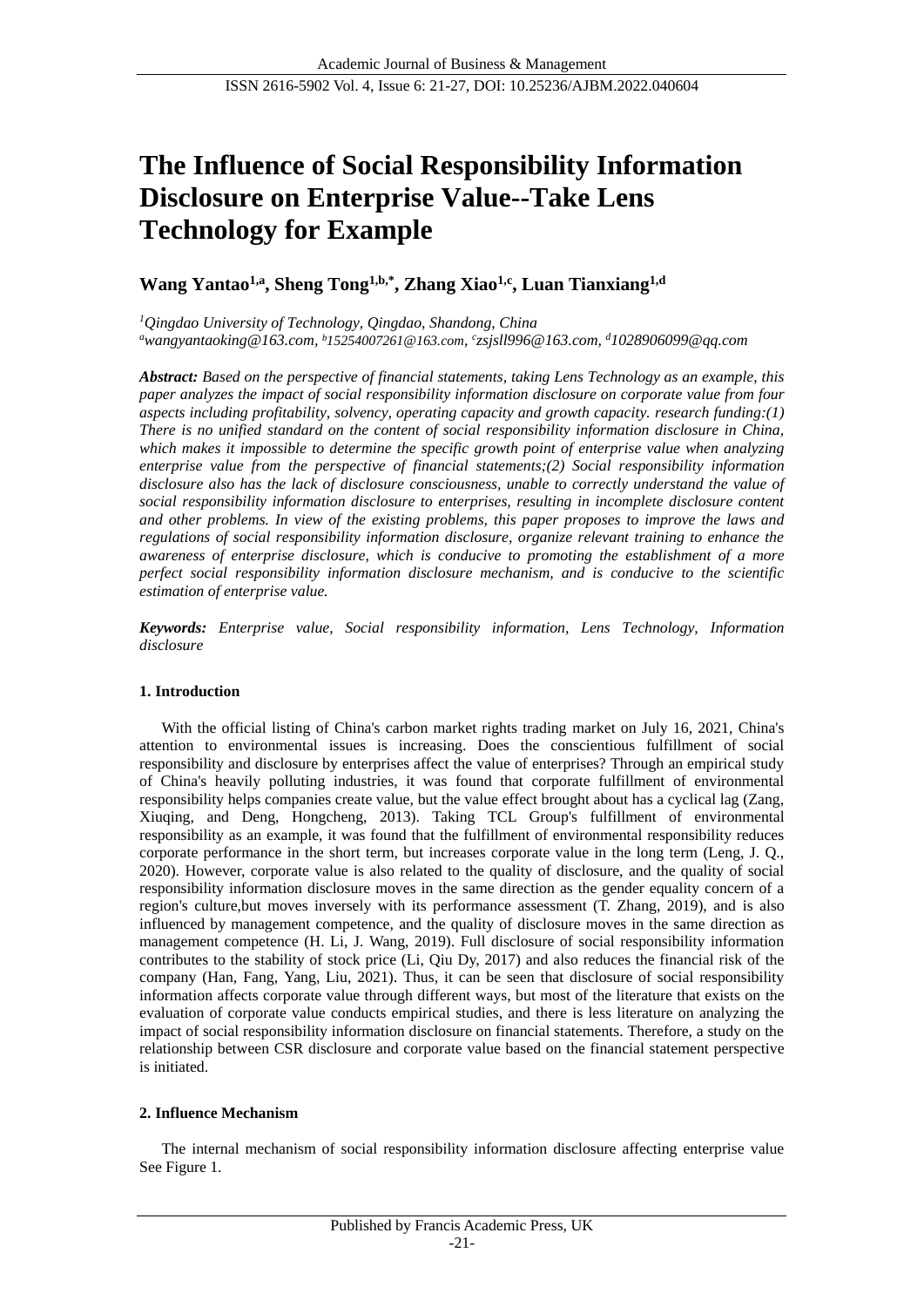# The Influence of Social Responsibility Information Disclosure on Enterprise Value--Take Lens Technology for Example

**Wang Yantao[1,a], Sheng Tong[1,b,*], Zhang Xiao[1,c], Luan Tianxiang[1,d]**

*[1]Qingdao University of Technology, Qingdao, Shandong, China*
*[a]wangyantaoking@163.com, [b]15254007261@163.com, [c]zsjsll996@163.com, [d]1028906099@qq.com*

***Abstract:*** *Based on the perspective of financial statements, taking Lens Technology as an example, this paper analyzes the impact of social responsibility information disclosure on corporate value from four aspects including profitability, solvency, operating capacity and growth capacity. research funding:(1) There is no unified standard on the content of social responsibility information disclosure in China, which makes it impossible to determine the specific growth point of enterprise value when analyzing enterprise value from the perspective of financial statements;(2) Social responsibility information disclosure also has the lack of disclosure consciousness, unable to correctly understand the value of social responsibility information disclosure to enterprises, resulting in incomplete disclosure content and other problems. In view of the existing problems, this paper proposes to improve the laws and regulations of social responsibility information disclosure, organize relevant training to enhance the awareness of enterprise disclosure, which is conducive to promoting the establishment of a more perfect social responsibility information disclosure mechanism, and is conducive to the scientific estimation of enterprise value.*

***Keywords:*** *Enterprise value, Social responsibility information, Lens Technology, Information disclosure*

## 1. Introduction

With the official listing of China's carbon market rights trading market on July 16, 2021, China's attention to environmental issues is increasing. Does the conscientious fulfillment of social responsibility and disclosure by enterprises affect the value of enterprises? Through an empirical study of China's heavily polluting industries, it was found that corporate fulfillment of environmental responsibility helps companies create value, but the value effect brought about has a cyclical lag (Zang, Xiuqing, and Deng, Hongcheng, 2013). Taking TCL Group's fulfillment of environmental responsibility as an example, it was found that the fulfillment of environmental responsibility reduces corporate performance in the short term, but increases corporate value in the long term (Leng, J. Q., 2020). However, corporate value is also related to the quality of disclosure, and the quality of social responsibility information disclosure moves in the same direction as the gender equality concern of a region's culture,but moves inversely with its performance assessment (T. Zhang, 2019), and is also influenced by management competence, and the quality of disclosure moves in the same direction as management competence (H. Li, J. Wang, 2019). Full disclosure of social responsibility information contributes to the stability of stock price (Li, Qiu Dy, 2017) and also reduces the financial risk of the company (Han, Fang, Yang, Liu, 2021). Thus, it can be seen that disclosure of social responsibility information affects corporate value through different ways, but most of the literature that exists on the evaluation of corporate value conducts empirical studies, and there is less literature on analyzing the impact of social responsibility information disclosure on financial statements. Therefore, a study on the relationship between CSR disclosure and corporate value based on the financial statement perspective is initiated.

## 2. Influence Mechanism

The internal mechanism of social responsibility information disclosure affecting enterprise value See Figure 1.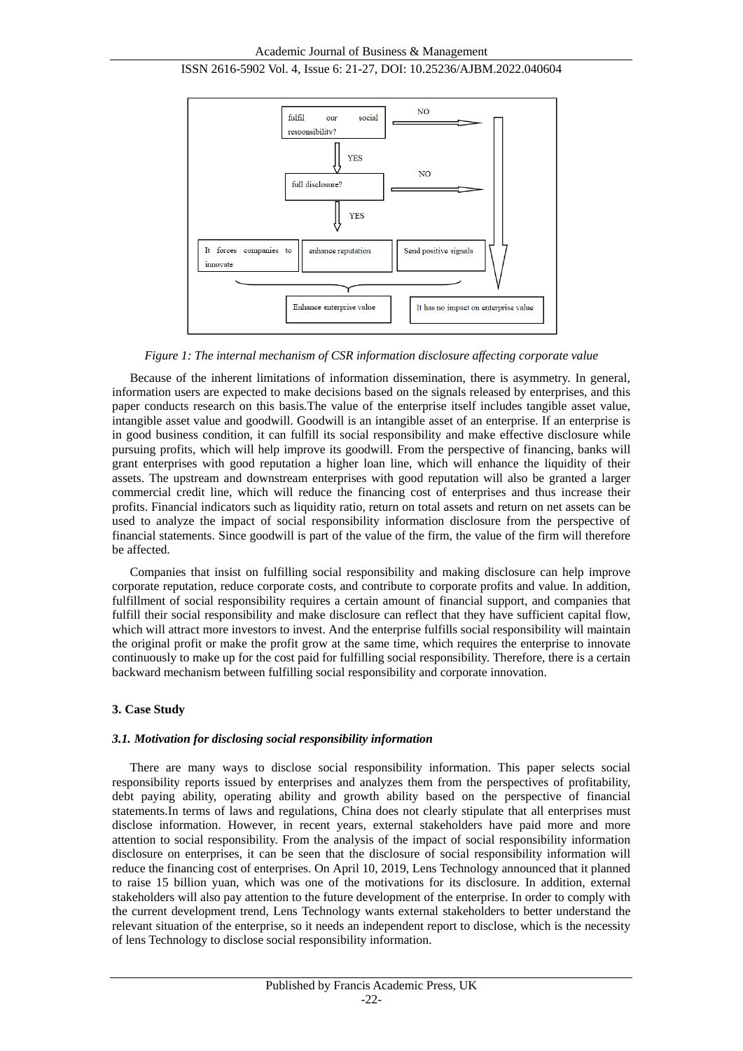*Figure 1: The internal mechanism of CSR information disclosure affecting corporate value*

Because of the inherent limitations of information dissemination, there is asymmetry. In general, information users are expected to make decisions based on the signals released by enterprises, and this paper conducts research on this basis.The value of the enterprise itself includes tangible asset value, intangible asset value and goodwill. Goodwill is an intangible asset of an enterprise. If an enterprise is in good business condition, it can fulfill its social responsibility and make effective disclosure while pursuing profits, which will help improve its goodwill. From the perspective of financing, banks will grant enterprises with good reputation a higher loan line, which will enhance the liquidity of their assets. The upstream and downstream enterprises with good reputation will also be granted a larger commercial credit line, which will reduce the financing cost of enterprises and thus increase their profits. Financial indicators such as liquidity ratio, return on total assets and return on net assets can be used to analyze the impact of social responsibility information disclosure from the perspective of financial statements. Since goodwill is part of the value of the firm, the value of the firm will therefore be affected.

Companies that insist on fulfilling social responsibility and making disclosure can help improve corporate reputation, reduce corporate costs, and contribute to corporate profits and value. In addition, fulfillment of social responsibility requires a certain amount of financial support, and companies that fulfill their social responsibility and make disclosure can reflect that they have sufficient capital flow, which will attract more investors to invest. And the enterprise fulfills social responsibility will maintain the original profit or make the profit grow at the same time, which requires the enterprise to innovate continuously to make up for the cost paid for fulfilling social responsibility. Therefore, there is a certain backward mechanism between fulfilling social responsibility and corporate innovation.

## 3. Case Study

### *3.1. Motivation for disclosing social responsibility information*

There are many ways to disclose social responsibility information. This paper selects social responsibility reports issued by enterprises and analyzes them from the perspectives of profitability, debt paying ability, operating ability and growth ability based on the perspective of financial statements.In terms of laws and regulations, China does not clearly stipulate that all enterprises must disclose information. However, in recent years, external stakeholders have paid more and more attention to social responsibility. From the analysis of the impact of social responsibility information disclosure on enterprises, it can be seen that the disclosure of social responsibility information will reduce the financing cost of enterprises. On April 10, 2019, Lens Technology announced that it planned to raise 15 billion yuan, which was one of the motivations for its disclosure. In addition, external stakeholders will also pay attention to the future development of the enterprise. In order to comply with the current development trend, Lens Technology wants external stakeholders to better understand the relevant situation of the enterprise, so it needs an independent report to disclose, which is the necessity of lens Technology to disclose social responsibility information.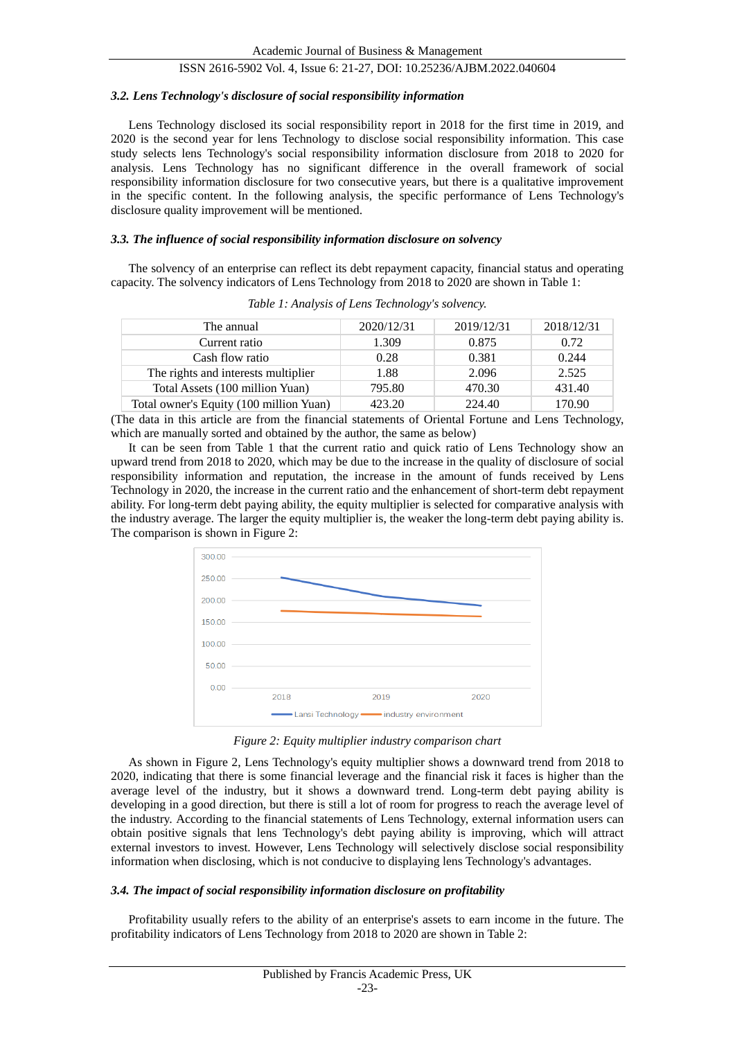### 3.2. Lens Technology's disclosure of social responsibility information

Lens Technology disclosed its social responsibility report in 2018 for the first time in 2019, and 2020 is the second year for lens Technology to disclose social responsibility information. This case study selects lens Technology's social responsibility information disclosure from 2018 to 2020 for analysis. Lens Technology has no significant difference in the overall framework of social responsibility information disclosure for two consecutive years, but there is a qualitative improvement in the specific content. In the following analysis, the specific performance of Lens Technology's disclosure quality improvement will be mentioned.

### 3.3. The influence of social responsibility information disclosure on solvency

The solvency of an enterprise can reflect its debt repayment capacity, financial status and operating capacity. The solvency indicators of Lens Technology from 2018 to 2020 are shown in Table 1:

*Table 1: Analysis of Lens Technology's solvency.*

| The annual | 2020/12/31 | 2019/12/31 | 2018/12/31 |
|---|---|---|---|
| Current ratio | 1.309 | 0.875 | 0.72 |
| Cash flow ratio | 0.28 | 0.381 | 0.244 |
| The rights and interests multiplier | 1.88 | 2.096 | 2.525 |
| Total Assets (100 million Yuan) | 795.80 | 470.30 | 431.40 |
| Total owner's Equity (100 million Yuan) | 423.20 | 224.40 | 170.90 |

(The data in this article are from the financial statements of Oriental Fortune and Lens Technology, which are manually sorted and obtained by the author, the same as below)

It can be seen from Table 1 that the current ratio and quick ratio of Lens Technology show an upward trend from 2018 to 2020, which may be due to the increase in the quality of disclosure of social responsibility information and reputation, the increase in the amount of funds received by Lens Technology in 2020, the increase in the current ratio and the enhancement of short-term debt repayment ability. For long-term debt paying ability, the equity multiplier is selected for comparative analysis with the industry average. The larger the equity multiplier is, the weaker the long-term debt paying ability is. The comparison is shown in Figure 2:

*Figure 2: Equity multiplier industry comparison chart*

As shown in Figure 2, Lens Technology's equity multiplier shows a downward trend from 2018 to 2020, indicating that there is some financial leverage and the financial risk it faces is higher than the average level of the industry, but it shows a downward trend. Long-term debt paying ability is developing in a good direction, but there is still a lot of room for progress to reach the average level of the industry. According to the financial statements of Lens Technology, external information users can obtain positive signals that lens Technology's debt paying ability is improving, which will attract external investors to invest. However, Lens Technology will selectively disclose social responsibility information when disclosing, which is not conducive to displaying lens Technology's advantages.

### 3.4. The impact of social responsibility information disclosure on profitability

Profitability usually refers to the ability of an enterprise's assets to earn income in the future. The profitability indicators of Lens Technology from 2018 to 2020 are shown in Table 2: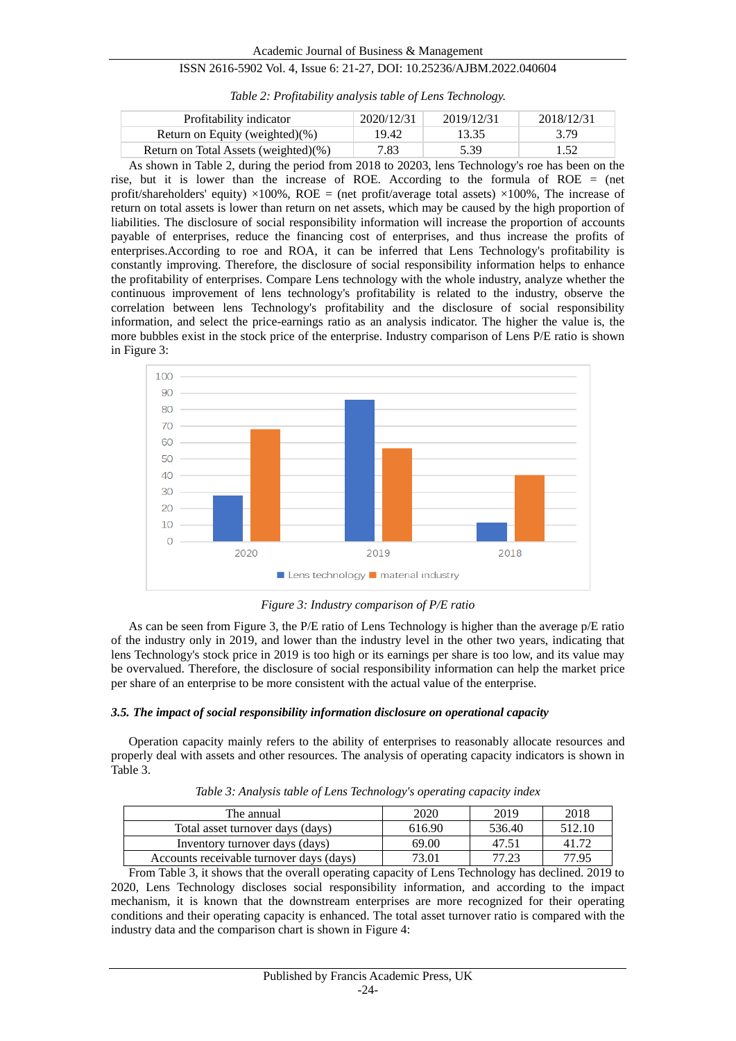*Table 2: Profitability analysis table of Lens Technology.*

| Profitability indicator | 2020/12/31 | 2019/12/31 | 2018/12/31 |
|---|---|---|---|
| Return on Equity (weighted)(%) | 19.42 | 13.35 | 3.79 |
| Return on Total Assets (weighted)(%) | 7.83 | 5.39 | 1.52 |

As shown in Table 2, during the period from 2018 to 20203, lens Technology's roe has been on the rise, but it is lower than the increase of ROE. According to the formula of ROE = (net profit/shareholders' equity) ×100%, ROE = (net profit/average total assets) ×100%, The increase of return on total assets is lower than return on net assets, which may be caused by the high proportion of liabilities. The disclosure of social responsibility information will increase the proportion of accounts payable of enterprises, reduce the financing cost of enterprises, and thus increase the profits of enterprises.According to roe and ROA, it can be inferred that Lens Technology's profitability is constantly improving. Therefore, the disclosure of social responsibility information helps to enhance the profitability of enterprises. Compare Lens technology with the whole industry, analyze whether the continuous improvement of lens technology's profitability is related to the industry, observe the correlation between lens Technology's profitability and the disclosure of social responsibility information, and select the price-earnings ratio as an analysis indicator. The higher the value is, the more bubbles exist in the stock price of the enterprise. Industry comparison of Lens P/E ratio is shown in Figure 3:

*Figure 3: Industry comparison of P/E ratio*

As can be seen from Figure 3, the P/E ratio of Lens Technology is higher than the average p/E ratio of the industry only in 2019, and lower than the industry level in the other two years, indicating that lens Technology's stock price in 2019 is too high or its earnings per share is too low, and its value may be overvalued. Therefore, the disclosure of social responsibility information can help the market price per share of an enterprise to be more consistent with the actual value of the enterprise.

### *3.5. The impact of social responsibility information disclosure on operational capacity*

Operation capacity mainly refers to the ability of enterprises to reasonably allocate resources and properly deal with assets and other resources. The analysis of operating capacity indicators is shown in Table 3.

*Table 3: Analysis table of Lens Technology's operating capacity index*

| The annual | 2020 | 2019 | 2018 |
|---|---|---|---|
| Total asset turnover days (days) | 616.90 | 536.40 | 512.10 |
| Inventory turnover days (days) | 69.00 | 47.51 | 41.72 |
| Accounts receivable turnover days (days) | 73.01 | 77.23 | 77.95 |

From Table 3, it shows that the overall operating capacity of Lens Technology has declined. 2019 to 2020, Lens Technology discloses social responsibility information, and according to the impact mechanism, it is known that the downstream enterprises are more recognized for their operating conditions and their operating capacity is enhanced. The total asset turnover ratio is compared with the industry data and the comparison chart is shown in Figure 4: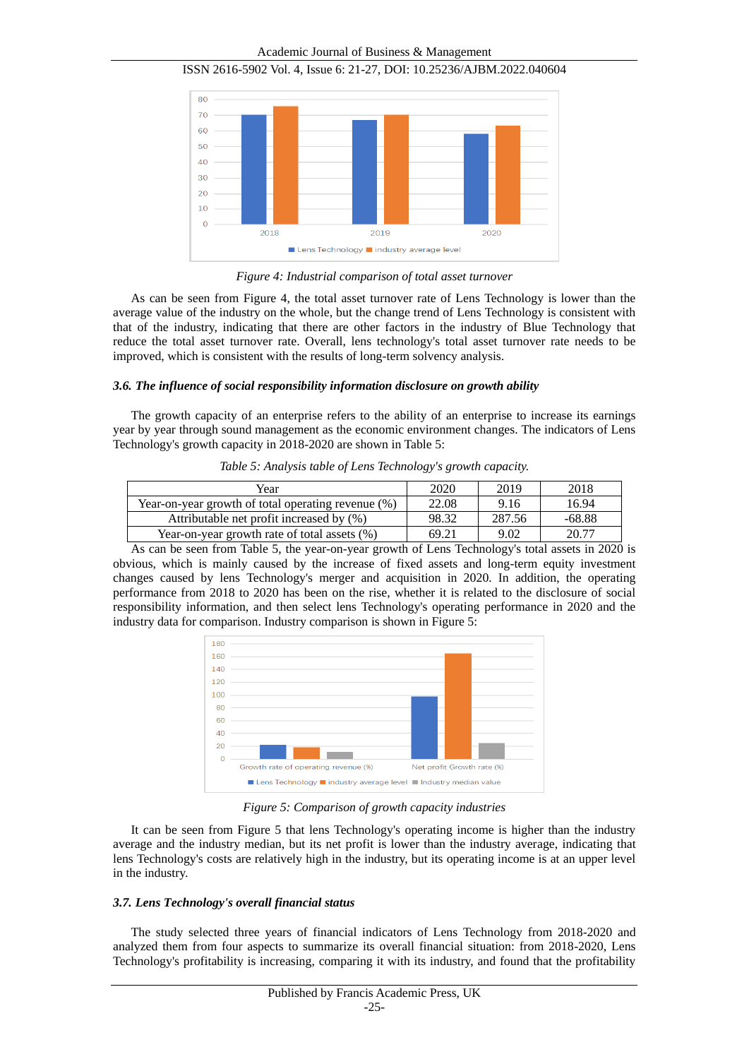*Figure 4: Industrial comparison of total asset turnover*

As can be seen from Figure 4, the total asset turnover rate of Lens Technology is lower than the average value of the industry on the whole, but the change trend of Lens Technology is consistent with that of the industry, indicating that there are other factors in the industry of Blue Technology that reduce the total asset turnover rate. Overall, lens technology's total asset turnover rate needs to be improved, which is consistent with the results of long-term solvency analysis.

### *3.6. The influence of social responsibility information disclosure on growth ability*

The growth capacity of an enterprise refers to the ability of an enterprise to increase its earnings year by year through sound management as the economic environment changes. The indicators of Lens Technology's growth capacity in 2018-2020 are shown in Table 5:

*Table 5: Analysis table of Lens Technology's growth capacity.*

| Year | 2020 | 2019 | 2018 |
|---|---|---|---|
| Year-on-year growth of total operating revenue (%) | 22.08 | 9.16 | 16.94 |
| Attributable net profit increased by (%) | 98.32 | 287.56 | -68.88 |
| Year-on-year growth rate of total assets (%) | 69.21 | 9.02 | 20.77 |

As can be seen from Table 5, the year-on-year growth of Lens Technology's total assets in 2020 is obvious, which is mainly caused by the increase of fixed assets and long-term equity investment changes caused by lens Technology's merger and acquisition in 2020. In addition, the operating performance from 2018 to 2020 has been on the rise, whether it is related to the disclosure of social responsibility information, and then select lens Technology's operating performance in 2020 and the industry data for comparison. Industry comparison is shown in Figure 5:

*Figure 5: Comparison of growth capacity industries*

It can be seen from Figure 5 that lens Technology's operating income is higher than the industry average and the industry median, but its net profit is lower than the industry average, indicating that lens Technology's costs are relatively high in the industry, but its operating income is at an upper level in the industry.

### *3.7. Lens Technology's overall financial status*

The study selected three years of financial indicators of Lens Technology from 2018-2020 and analyzed them from four aspects to summarize its overall financial situation: from 2018-2020, Lens Technology's profitability is increasing, comparing it with its industry, and found that the profitability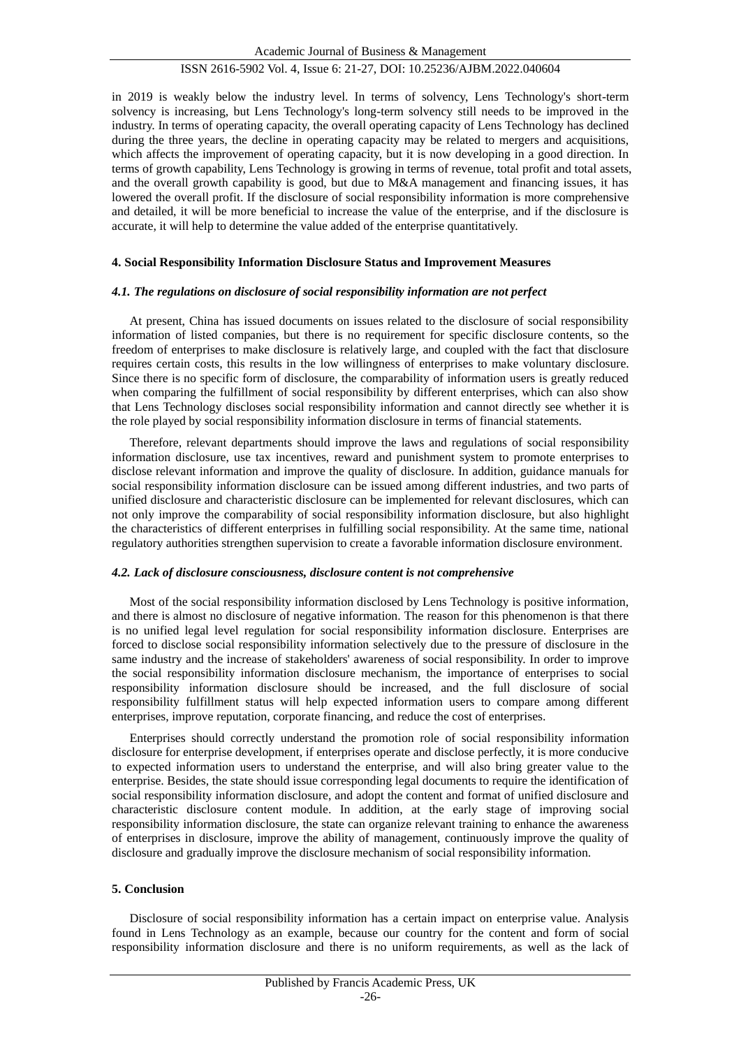in 2019 is weakly below the industry level. In terms of solvency, Lens Technology's short-term solvency is increasing, but Lens Technology's long-term solvency still needs to be improved in the industry. In terms of operating capacity, the overall operating capacity of Lens Technology has declined during the three years, the decline in operating capacity may be related to mergers and acquisitions, which affects the improvement of operating capacity, but it is now developing in a good direction. In terms of growth capability, Lens Technology is growing in terms of revenue, total profit and total assets, and the overall growth capability is good, but due to M&A management and financing issues, it has lowered the overall profit. If the disclosure of social responsibility information is more comprehensive and detailed, it will be more beneficial to increase the value of the enterprise, and if the disclosure is accurate, it will help to determine the value added of the enterprise quantitatively.

## 4. Social Responsibility Information Disclosure Status and Improvement Measures

### *4.1. The regulations on disclosure of social responsibility information are not perfect*

At present, China has issued documents on issues related to the disclosure of social responsibility information of listed companies, but there is no requirement for specific disclosure contents, so the freedom of enterprises to make disclosure is relatively large, and coupled with the fact that disclosure requires certain costs, this results in the low willingness of enterprises to make voluntary disclosure. Since there is no specific form of disclosure, the comparability of information users is greatly reduced when comparing the fulfillment of social responsibility by different enterprises, which can also show that Lens Technology discloses social responsibility information and cannot directly see whether it is the role played by social responsibility information disclosure in terms of financial statements.

Therefore, relevant departments should improve the laws and regulations of social responsibility information disclosure, use tax incentives, reward and punishment system to promote enterprises to disclose relevant information and improve the quality of disclosure. In addition, guidance manuals for social responsibility information disclosure can be issued among different industries, and two parts of unified disclosure and characteristic disclosure can be implemented for relevant disclosures, which can not only improve the comparability of social responsibility information disclosure, but also highlight the characteristics of different enterprises in fulfilling social responsibility. At the same time, national regulatory authorities strengthen supervision to create a favorable information disclosure environment.

### *4.2. Lack of disclosure consciousness, disclosure content is not comprehensive*

Most of the social responsibility information disclosed by Lens Technology is positive information, and there is almost no disclosure of negative information. The reason for this phenomenon is that there is no unified legal level regulation for social responsibility information disclosure. Enterprises are forced to disclose social responsibility information selectively due to the pressure of disclosure in the same industry and the increase of stakeholders' awareness of social responsibility. In order to improve the social responsibility information disclosure mechanism, the importance of enterprises to social responsibility information disclosure should be increased, and the full disclosure of social responsibility fulfillment status will help expected information users to compare among different enterprises, improve reputation, corporate financing, and reduce the cost of enterprises.

Enterprises should correctly understand the promotion role of social responsibility information disclosure for enterprise development, if enterprises operate and disclose perfectly, it is more conducive to expected information users to understand the enterprise, and will also bring greater value to the enterprise. Besides, the state should issue corresponding legal documents to require the identification of social responsibility information disclosure, and adopt the content and format of unified disclosure and characteristic disclosure content module. In addition, at the early stage of improving social responsibility information disclosure, the state can organize relevant training to enhance the awareness of enterprises in disclosure, improve the ability of management, continuously improve the quality of disclosure and gradually improve the disclosure mechanism of social responsibility information.

## 5. Conclusion

Disclosure of social responsibility information has a certain impact on enterprise value. Analysis found in Lens Technology as an example, because our country for the content and form of social responsibility information disclosure and there is no uniform requirements, as well as the lack of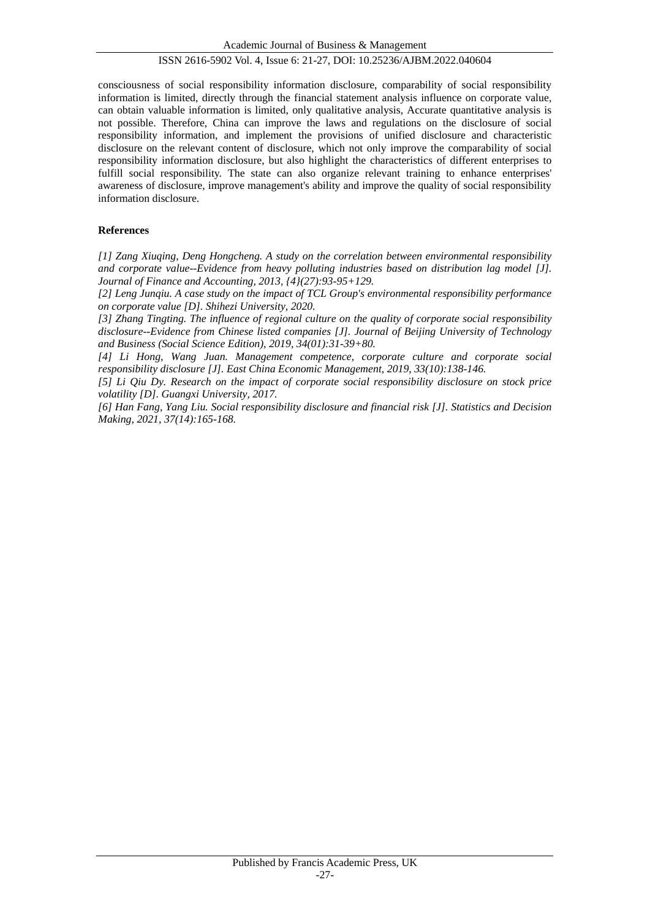consciousness of social responsibility information disclosure, comparability of social responsibility information is limited, directly through the financial statement analysis influence on corporate value, can obtain valuable information is limited, only qualitative analysis, Accurate quantitative analysis is not possible. Therefore, China can improve the laws and regulations on the disclosure of social responsibility information, and implement the provisions of unified disclosure and characteristic disclosure on the relevant content of disclosure, which not only improve the comparability of social responsibility information disclosure, but also highlight the characteristics of different enterprises to fulfill social responsibility. The state can also organize relevant training to enhance enterprises' awareness of disclosure, improve management's ability and improve the quality of social responsibility information disclosure.

## References

*[1] Zang Xiuqing, Deng Hongcheng. A study on the correlation between environmental responsibility and corporate value--Evidence from heavy polluting industries based on distribution lag model [J]. Journal of Finance and Accounting, 2013, {4}(27):93-95+129.*

*[2] Leng Junqiu. A case study on the impact of TCL Group's environmental responsibility performance on corporate value [D]. Shihezi University, 2020.*

*[3] Zhang Tingting. The influence of regional culture on the quality of corporate social responsibility disclosure--Evidence from Chinese listed companies [J]. Journal of Beijing University of Technology and Business (Social Science Edition), 2019, 34(01):31-39+80.*

*[4] Li Hong, Wang Juan. Management competence, corporate culture and corporate social responsibility disclosure [J]. East China Economic Management, 2019, 33(10):138-146.*

*[5] Li Qiu Dy. Research on the impact of corporate social responsibility disclosure on stock price volatility [D]. Guangxi University, 2017.*

*[6] Han Fang, Yang Liu. Social responsibility disclosure and financial risk [J]. Statistics and Decision Making, 2021, 37(14):165-168.*